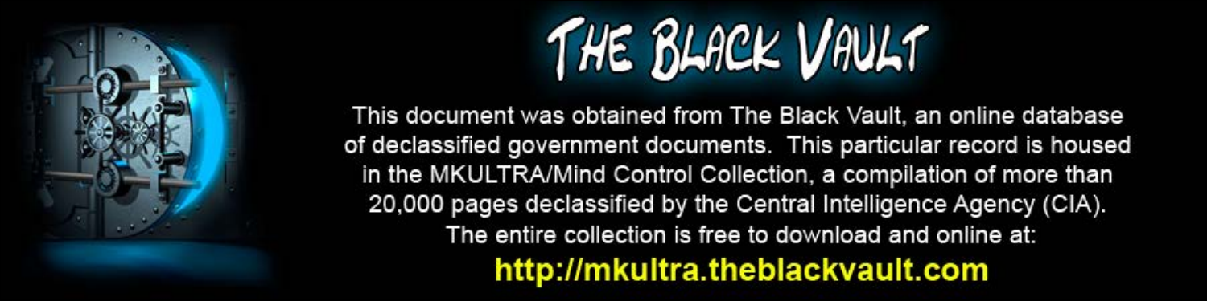# THE BLACK VAULT

This document was obtained from The Black Vault, an online database of declassified government documents. This particular record is housed in the MKULTRA/Mind Control Collection, a compilation of more than 20,000 pages declassified by the Central Intelligence Agency (CIA). The entire collection is free to download and online at:

**http://mkultra.theblackvault.com**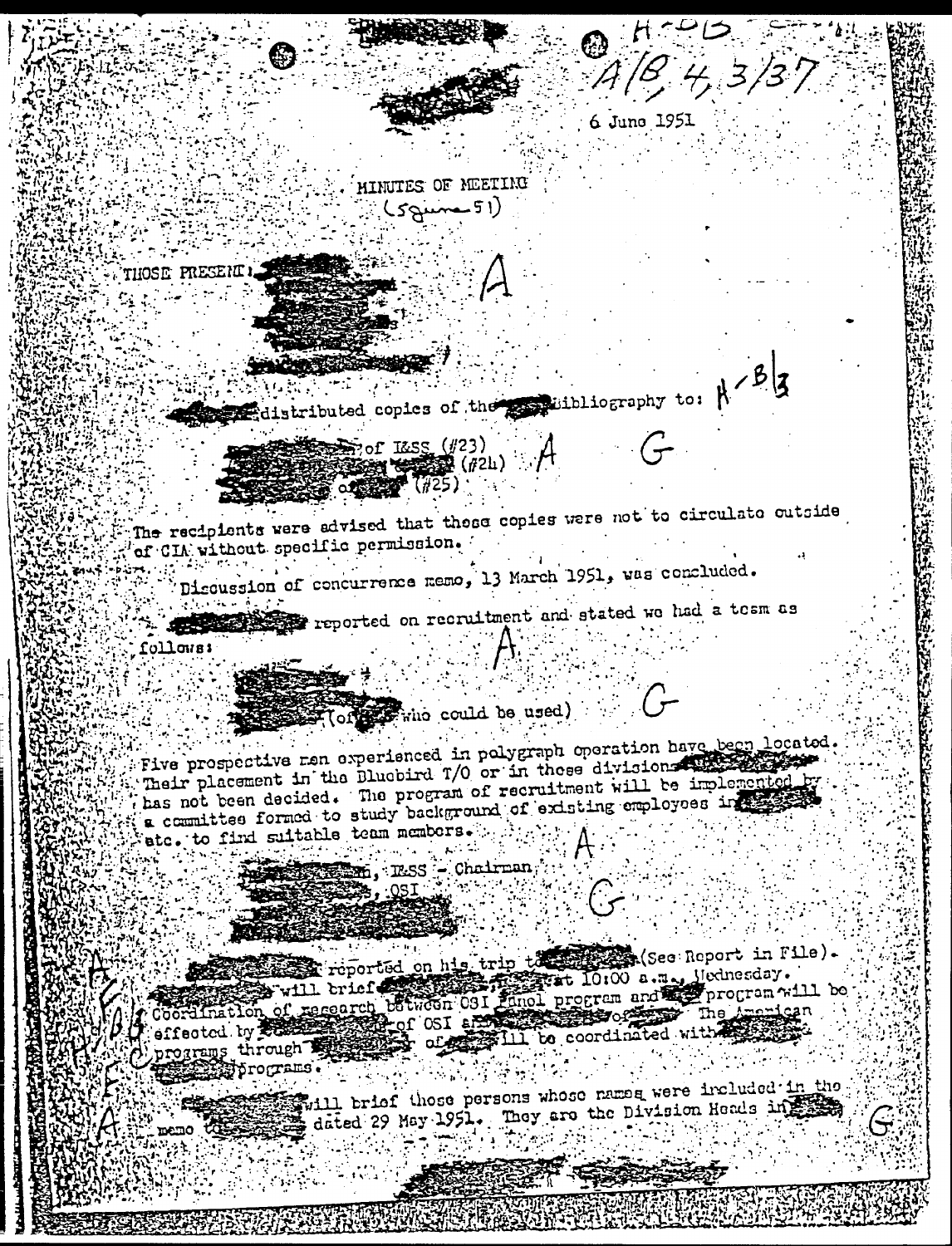A/B, 4, 3/37

6 June 1951

MINUTES OF MEETING
(5 June 51)

THOSE PRESENT:

A

distributed copies of the bibliography to: A-B/3

of I&SS (#23)
(#24) A G
of (#25)

The recipients were advised that these copies were not to circulate outside of CIA without specific permission.

Discussion of concurrence memo, 13 March 1951, was concluded.

reported on recruitment and stated we had a team as follows:

A

(of who could be used) G

Five prospective men experienced in polygraph operation have been located. Their placement in the Bluebird T/O or in those divisions has not been decided. The program of recruitment will be implemented by a committee formed to study background of existing employees in etc. to find suitable team members.

A

, I&SS - Chairman
, OSI G

reported on his trip to (See Report in File). at 10:00 a.m., Wednesday. will brief Coordination of research between OSI and program and program will be effected by of OSI and of The American programs through of will be coordinated with programs.

A B C E F

will brief those persons whose names were included in the memo to dated 29 May 1951. They are the Division Heads in G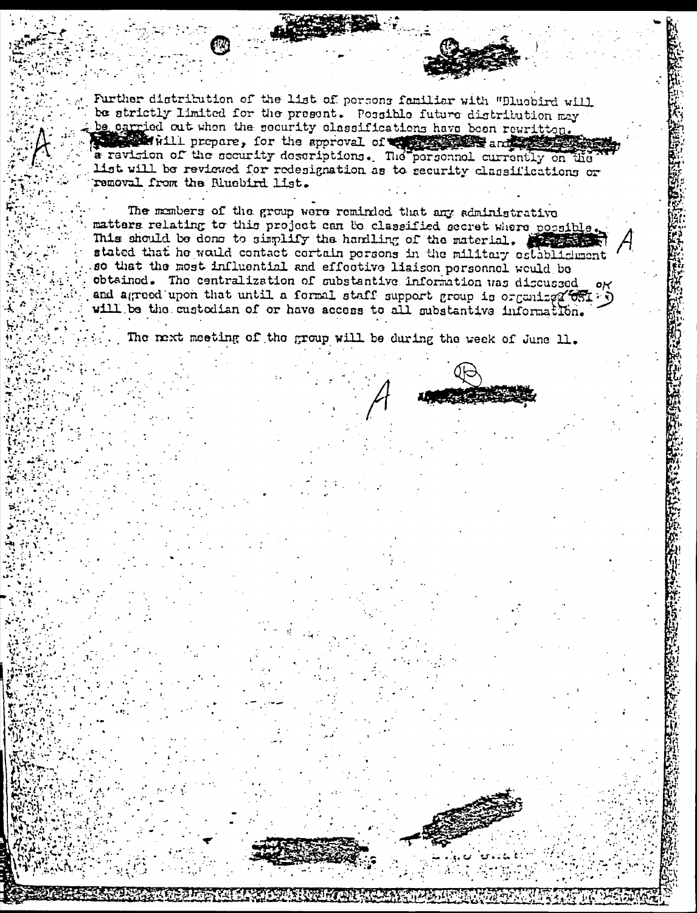Further distribution of the list of persons familiar with "Bluebird will be strictly limited for the present. Possible future distribution may be carried out when the security classifications have been rewritten. [redacted] will prepare, for the approval of [redacted] and [redacted], a revision of the security descriptions. The personnel currently on the list will be reviewed for redesignation as to security classifications or removal from the Bluebird list.

The members of the group were reminded that any administrative matters relating to this project can be classified secret where possible. This should be done to simplify the handling of the material. [redacted] stated that he would contact certain persons in the military establishment so that the most influential and effective liaison personnel would be obtained. The centralization of substantive information was discussed and agreed upon that until a formal staff support group is organized OSI will be the custodian of or have access to all substantive information.

The next meeting of the group will be during the week of June 11.

[redacted]